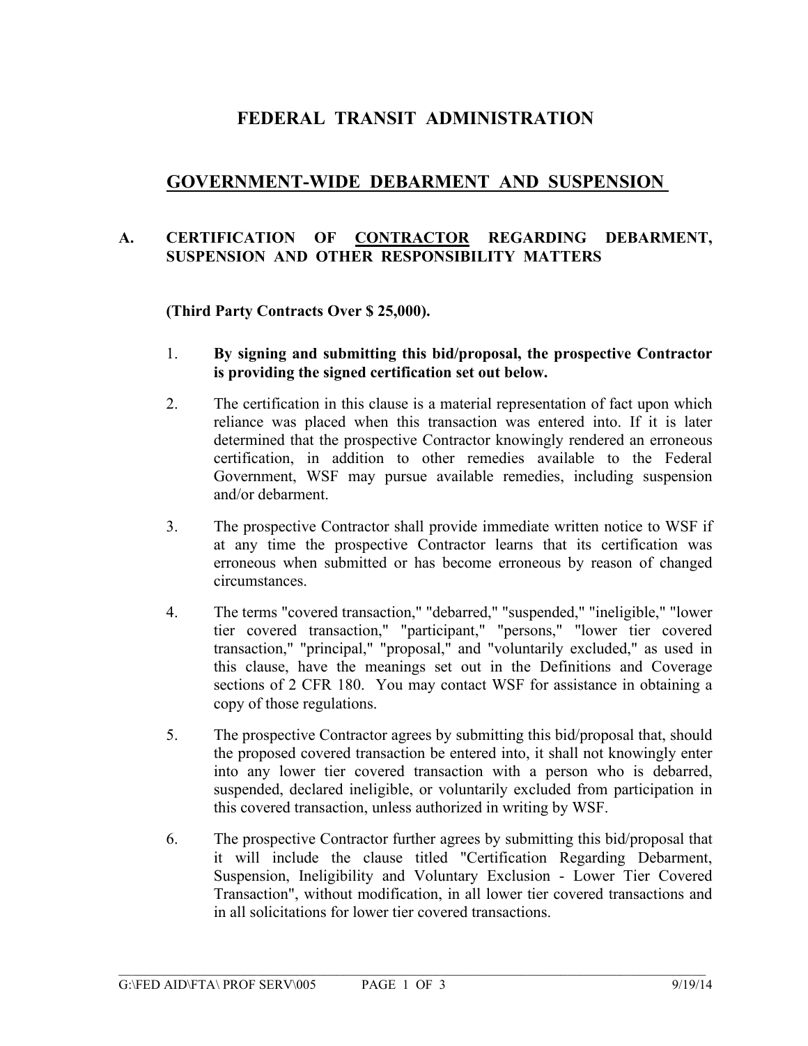# FEDERAL TRANSIT ADMINISTRATION

## GOVERNMENT-WIDE DEBARMENT AND SUSPENSION

### A. CERTIFICATION OF CONTRACTOR REGARDING DEBARMENT, SUSPENSION AND OTHER RESPONSIBILITY MATTERS

**(Third Party Contracts Over $ 25,000).**

1. **By signing and submitting this bid/proposal, the prospective Contractor is providing the signed certification set out below.**

2. The certification in this clause is a material representation of fact upon which reliance was placed when this transaction was entered into. If it is later determined that the prospective Contractor knowingly rendered an erroneous certification, in addition to other remedies available to the Federal Government, WSF may pursue available remedies, including suspension and/or debarment.

3. The prospective Contractor shall provide immediate written notice to WSF if at any time the prospective Contractor learns that its certification was erroneous when submitted or has become erroneous by reason of changed circumstances.

4. The terms "covered transaction," "debarred," "suspended," "ineligible," "lower tier covered transaction," "participant," "persons," "lower tier covered transaction," "principal," "proposal," and "voluntarily excluded," as used in this clause, have the meanings set out in the Definitions and Coverage sections of 2 CFR 180. You may contact WSF for assistance in obtaining a copy of those regulations.

5. The prospective Contractor agrees by submitting this bid/proposal that, should the proposed covered transaction be entered into, it shall not knowingly enter into any lower tier covered transaction with a person who is debarred, suspended, declared ineligible, or voluntarily excluded from participation in this covered transaction, unless authorized in writing by WSF.

6. The prospective Contractor further agrees by submitting this bid/proposal that it will include the clause titled "Certification Regarding Debarment, Suspension, Ineligibility and Voluntary Exclusion - Lower Tier Covered Transaction", without modification, in all lower tier covered transactions and in all solicitations for lower tier covered transactions.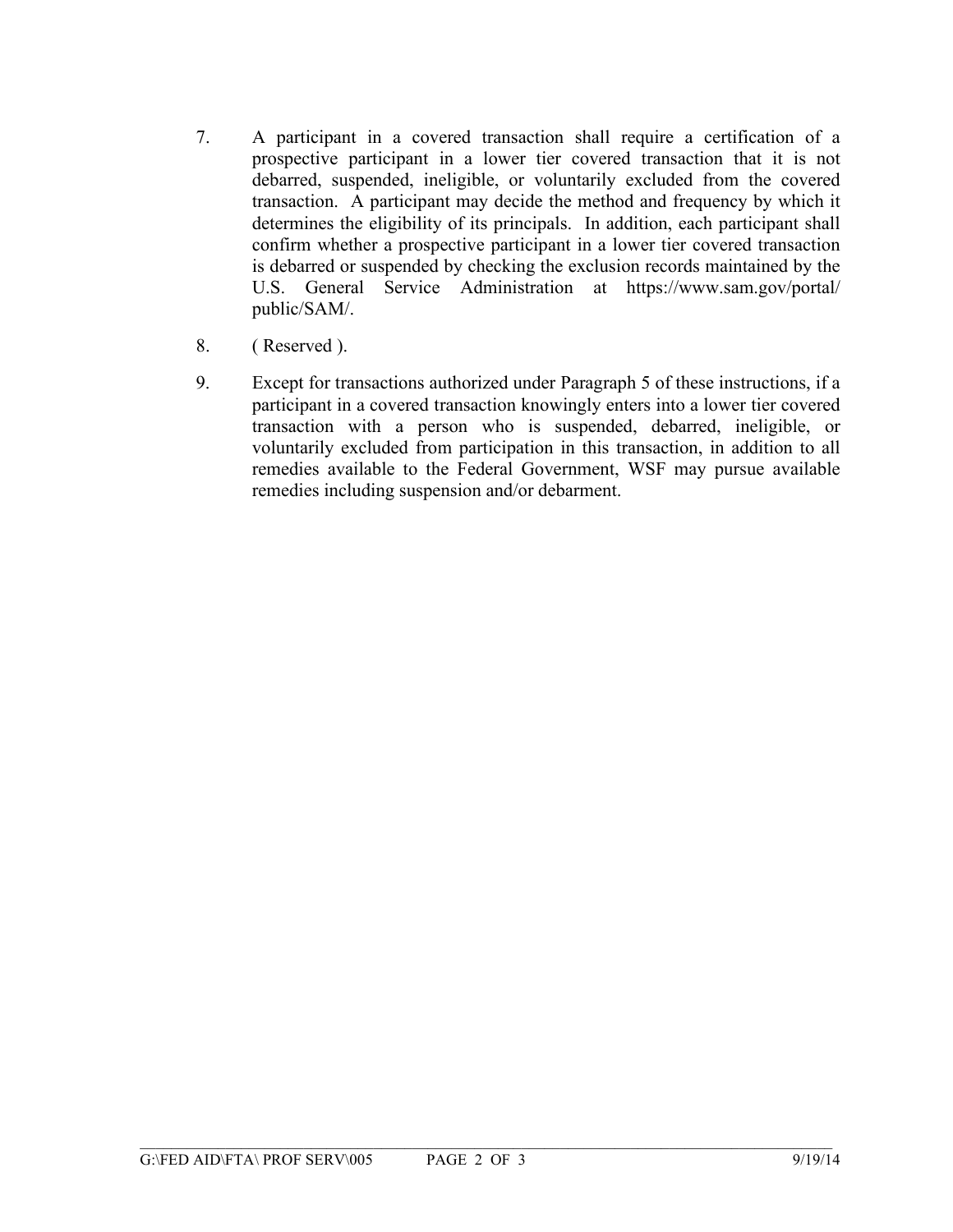7. A participant in a covered transaction shall require a certification of a prospective participant in a lower tier covered transaction that it is not debarred, suspended, ineligible, or voluntarily excluded from the covered transaction. A participant may decide the method and frequency by which it determines the eligibility of its principals. In addition, each participant shall confirm whether a prospective participant in a lower tier covered transaction is debarred or suspended by checking the exclusion records maintained by the U.S. General Service Administration at https://www.sam.gov/portal/public/SAM/.

8. ( Reserved ).

9. Except for transactions authorized under Paragraph 5 of these instructions, if a participant in a covered transaction knowingly enters into a lower tier covered transaction with a person who is suspended, debarred, ineligible, or voluntarily excluded from participation in this transaction, in addition to all remedies available to the Federal Government, WSF may pursue available remedies including suspension and/or debarment.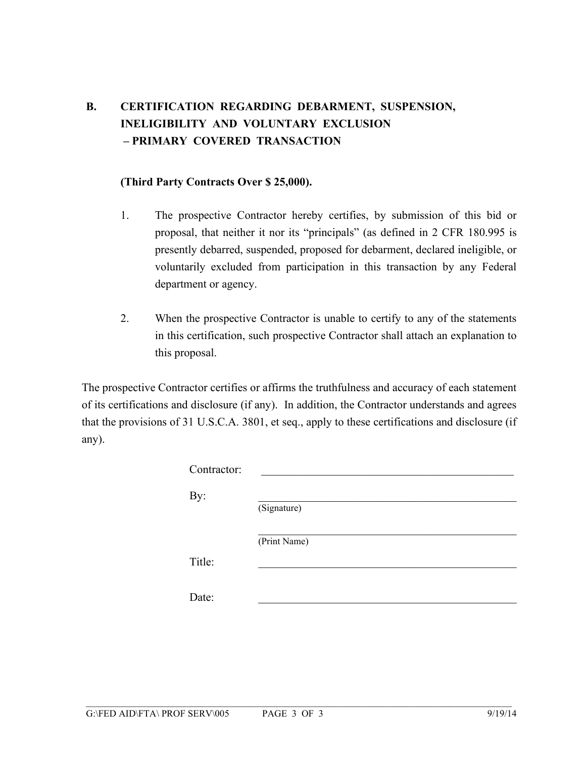## B. CERTIFICATION REGARDING DEBARMENT, SUSPENSION, INELIGIBILITY AND VOLUNTARY EXCLUSION – PRIMARY COVERED TRANSACTION

**(Third Party Contracts Over $ 25,000).**

1. The prospective Contractor hereby certifies, by submission of this bid or proposal, that neither it nor its "principals" (as defined in 2 CFR 180.995 is presently debarred, suspended, proposed for debarment, declared ineligible, or voluntarily excluded from participation in this transaction by any Federal department or agency.

2. When the prospective Contractor is unable to certify to any of the statements in this certification, such prospective Contractor shall attach an explanation to this proposal.

The prospective Contractor certifies or affirms the truthfulness and accuracy of each statement of its certifications and disclosure (if any). In addition, the Contractor understands and agrees that the provisions of 31 U.S.C.A. 3801, et seq., apply to these certifications and disclosure (if any).

Contractor: ______________________________________________

By: ______________________________________________
(Signature)

______________________________________________
(Print Name)

Title: ______________________________________________

Date: ______________________________________________